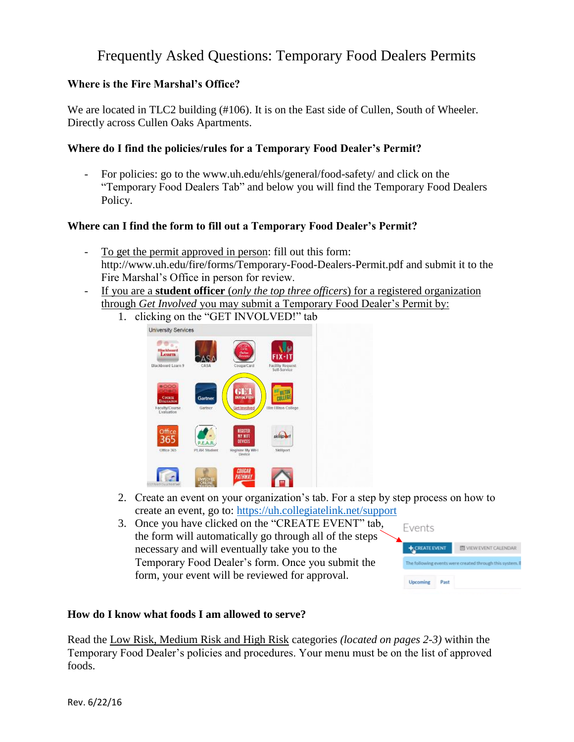# Frequently Asked Questions: Temporary Food Dealers Permits

**Where is the Fire Marshal's Office?**

We are located in TLC2 building (#106). It is on the East side of Cullen, South of Wheeler. Directly across Cullen Oaks Apartments.

**Where do I find the policies/rules for a Temporary Food Dealer's Permit?**

- For policies: go to the www.uh.edu/ehls/general/food-safety/ and click on the "Temporary Food Dealers Tab" and below you will find the Temporary Food Dealers Policy.

**Where can I find the form to fill out a Temporary Food Dealer's Permit?**

- To get the permit approved in person: fill out this form: http://www.uh.edu/fire/forms/Temporary-Food-Dealers-Permit.pdf and submit it to the Fire Marshal's Office in person for review.
- If you are a **student officer** (*only the top three officers*) for a registered organization through *Get Involved* you may submit a Temporary Food Dealer's Permit by:
  1. clicking on the "GET INVOLVED!" tab
  2. Create an event on your organization's tab. For a step by step process on how to create an event, go to: https://uh.collegiatelink.net/support
  3. Once you have clicked on the "CREATE EVENT" tab, the form will automatically go through all of the steps necessary and will eventually take you to the Temporary Food Dealer's form. Once you submit the form, your event will be reviewed for approval.

**How do I know what foods I am allowed to serve?**

Read the Low Risk, Medium Risk and High Risk categories *(located on pages 2-3)* within the Temporary Food Dealer's policies and procedures. Your menu must be on the list of approved foods.

Rev. 6/22/16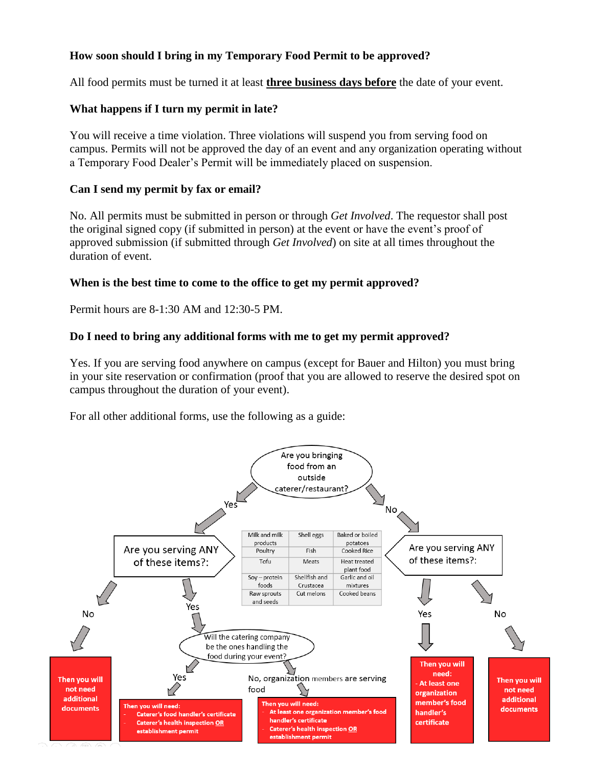**How soon should I bring in my Temporary Food Permit to be approved?**

All food permits must be turned it at least **three business days before** the date of your event.

**What happens if I turn my permit in late?**

You will receive a time violation. Three violations will suspend you from serving food on campus. Permits will not be approved the day of an event and any organization operating without a Temporary Food Dealer's Permit will be immediately placed on suspension.

**Can I send my permit by fax or email?**

No. All permits must be submitted in person or through *Get Involved*. The requestor shall post the original signed copy (if submitted in person) at the event or have the event's proof of approved submission (if submitted through *Get Involved*) on site at all times throughout the duration of event.

**When is the best time to come to the office to get my permit approved?**

Permit hours are 8-1:30 AM and 12:30-5 PM.

**Do I need to bring any additional forms with me to get my permit approved?**

Yes. If you are serving food anywhere on campus (except for Bauer and Hilton) you must bring in your site reservation or confirmation (proof that you are allowed to reserve the desired spot on campus throughout the duration of your event).

For all other additional forms, use the following as a guide:

Are you bringing food from an outside caterer/restaurant?

Yes

Are you serving ANY of these items?:

| | | |
|---|---|---|
| Milk and milk products | Shell eggs | Baked or boiled potatoes |
| Poultry | Fish | Cooked Rice |
| Tofu | Meats | Heat treated plant food |
| Soy – protein foods | Shellfish and Crustacea | Garlic and oil mixtures |
| Raw sprouts and seeds | Cut melons | Cooked beans |

No

Then you will not need additional documents

Yes

Will the catering company be the ones handling the food during your event?

Yes

Then you will need:
- Caterer's food handler's certificate
- Caterer's health inspection **OR** establishment permit

No, organization members are serving food

Then you will need:
- At least one organization member's food handler's certificate
- Caterer's health inspection **OR** establishment permit

No

Are you serving ANY of these items?:

Yes

Then you will need:
- At least one organization member's food handler's certificate

No

Then you will not need additional documents